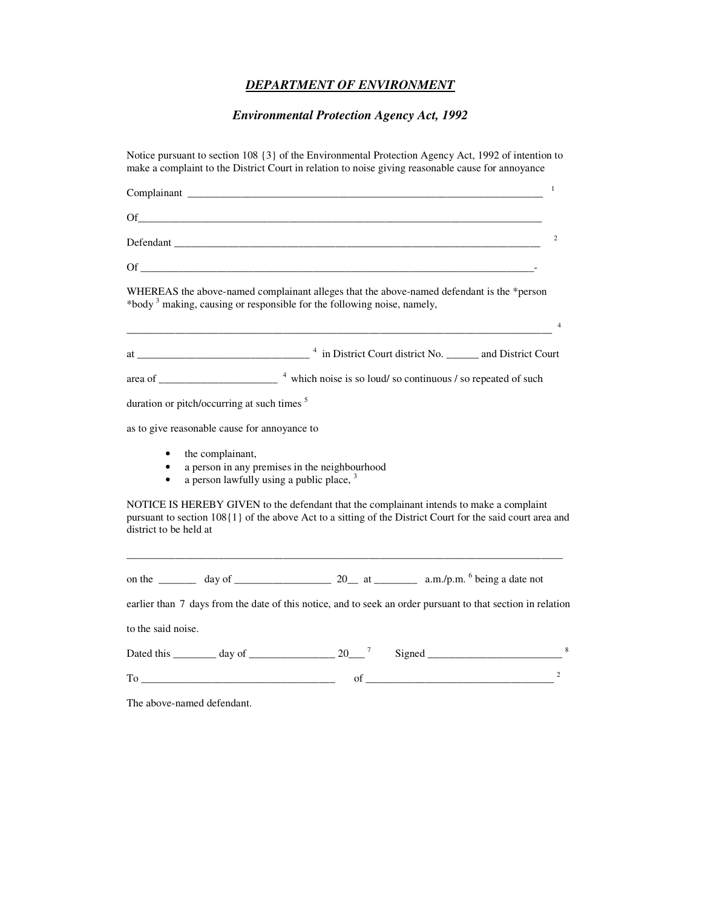***DEPARTMENT OF ENVIRONMENT***

***Environmental Protection Agency Act, 1992***

Notice pursuant to section 108 {3} of the Environmental Protection Agency Act, 1992 of intention to make a complaint to the District Court in relation to noise giving reasonable cause for annoyance

Complainant ____________________________________________________________________ [1]

Of_____________________________________________________________________________

Defendant _______________________________________________________________________ [2]

Of ____________________________________________________________________________-

WHEREAS the above-named complainant alleges that the above-named defendant is the *person *body [3] making, causing or responsible for the following noise, namely,

_________________________________________________________________________________ [4]

at ________________________________ [4] in District Court district No. ______ and District Court

area of _____________________ [4] which noise is so loud/ so continuous / so repeated of such

duration or pitch/occurring at such times [5]

as to give reasonable cause for annoyance to

- the complainant,
- a person in any premises in the neighbourhood
- a person lawfully using a public place, [3]

NOTICE IS HEREBY GIVEN to the defendant that the complainant intends to make a complaint pursuant to section 108{1} of the above Act to a sitting of the District Court for the said court area and district to be held at

__________________________________________________________________________________

on the _______ day of __________________ 20__ at ________ a.m./p.m. [6] being a date not

earlier than 7 days from the date of this notice, and to seek an order pursuant to that section in relation

to the said noise.

Dated this ________ day of ________________ 20___ [7] Signed _________________________ [8]

To ___________________________________ of __________________________________ [2]

The above-named defendant.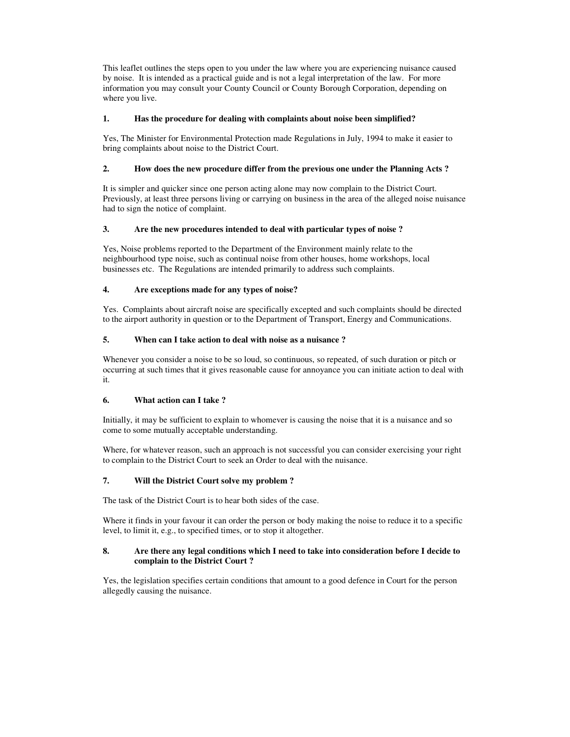This leaflet outlines the steps open to you under the law where you are experiencing nuisance caused by noise. It is intended as a practical guide and is not a legal interpretation of the law. For more information you may consult your County Council or County Borough Corporation, depending on where you live.

**1. Has the procedure for dealing with complaints about noise been simplified?**

Yes, The Minister for Environmental Protection made Regulations in July, 1994 to make it easier to bring complaints about noise to the District Court.

**2. How does the new procedure differ from the previous one under the Planning Acts ?**

It is simpler and quicker since one person acting alone may now complain to the District Court. Previously, at least three persons living or carrying on business in the area of the alleged noise nuisance had to sign the notice of complaint.

**3. Are the new procedures intended to deal with particular types of noise ?**

Yes, Noise problems reported to the Department of the Environment mainly relate to the neighbourhood type noise, such as continual noise from other houses, home workshops, local businesses etc. The Regulations are intended primarily to address such complaints.

**4. Are exceptions made for any types of noise?**

Yes. Complaints about aircraft noise are specifically excepted and such complaints should be directed to the airport authority in question or to the Department of Transport, Energy and Communications.

**5. When can I take action to deal with noise as a nuisance ?**

Whenever you consider a noise to be so loud, so continuous, so repeated, of such duration or pitch or occurring at such times that it gives reasonable cause for annoyance you can initiate action to deal with it.

**6. What action can I take ?**

Initially, it may be sufficient to explain to whomever is causing the noise that it is a nuisance and so come to some mutually acceptable understanding.

Where, for whatever reason, such an approach is not successful you can consider exercising your right to complain to the District Court to seek an Order to deal with the nuisance.

**7. Will the District Court solve my problem ?**

The task of the District Court is to hear both sides of the case.

Where it finds in your favour it can order the person or body making the noise to reduce it to a specific level, to limit it, e.g., to specified times, or to stop it altogether.

**8. Are there any legal conditions which I need to take into consideration before I decide to complain to the District Court ?**

Yes, the legislation specifies certain conditions that amount to a good defence in Court for the person allegedly causing the nuisance.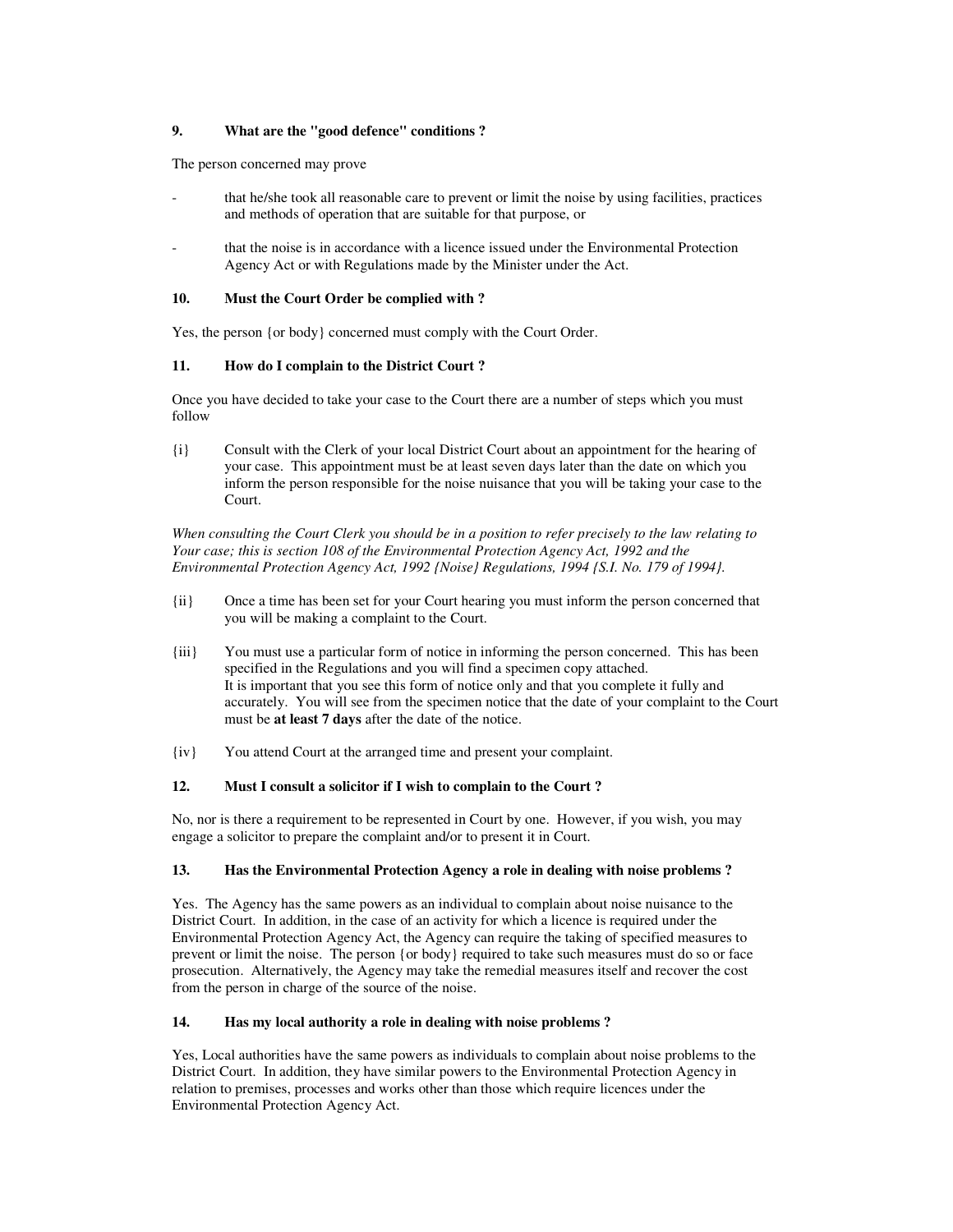### 9. What are the "good defence" conditions ?

The person concerned may prove

- that he/she took all reasonable care to prevent or limit the noise by using facilities, practices and methods of operation that are suitable for that purpose, or
- that the noise is in accordance with a licence issued under the Environmental Protection Agency Act or with Regulations made by the Minister under the Act.

### 10. Must the Court Order be complied with ?

Yes, the person {or body} concerned must comply with the Court Order.

### 11. How do I complain to the District Court ?

Once you have decided to take your case to the Court there are a number of steps which you must follow

{i} Consult with the Clerk of your local District Court about an appointment for the hearing of your case. This appointment must be at least seven days later than the date on which you inform the person responsible for the noise nuisance that you will be taking your case to the Court.

*When consulting the Court Clerk you should be in a position to refer precisely to the law relating to Your case; this is section 108 of the Environmental Protection Agency Act, 1992 and the Environmental Protection Agency Act, 1992 {Noise} Regulations, 1994 {S.I. No. 179 of 1994}.*

{ii} Once a time has been set for your Court hearing you must inform the person concerned that you will be making a complaint to the Court.

{iii} You must use a particular form of notice in informing the person concerned. This has been specified in the Regulations and you will find a specimen copy attached.
It is important that you see this form of notice only and that you complete it fully and accurately. You will see from the specimen notice that the date of your complaint to the Court must be **at least 7 days** after the date of the notice.

{iv} You attend Court at the arranged time and present your complaint.

### 12. Must I consult a solicitor if I wish to complain to the Court ?

No, nor is there a requirement to be represented in Court by one. However, if you wish, you may engage a solicitor to prepare the complaint and/or to present it in Court.

### 13. Has the Environmental Protection Agency a role in dealing with noise problems ?

Yes. The Agency has the same powers as an individual to complain about noise nuisance to the District Court. In addition, in the case of an activity for which a licence is required under the Environmental Protection Agency Act, the Agency can require the taking of specified measures to prevent or limit the noise. The person {or body} required to take such measures must do so or face prosecution. Alternatively, the Agency may take the remedial measures itself and recover the cost from the person in charge of the source of the noise.

### 14. Has my local authority a role in dealing with noise problems ?

Yes, Local authorities have the same powers as individuals to complain about noise problems to the District Court. In addition, they have similar powers to the Environmental Protection Agency in relation to premises, processes and works other than those which require licences under the Environmental Protection Agency Act.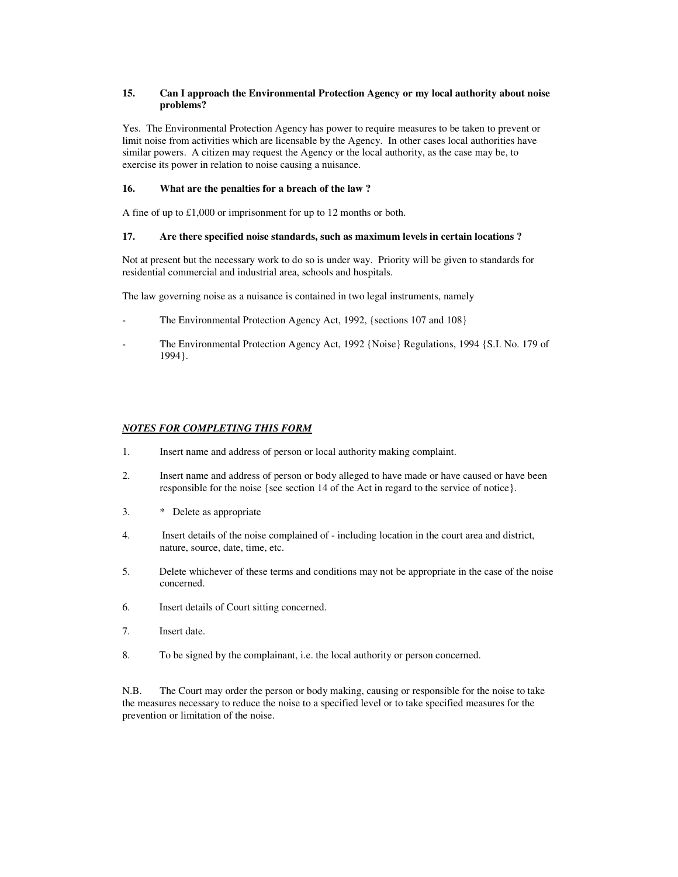**15. Can I approach the Environmental Protection Agency or my local authority about noise problems?**

Yes. The Environmental Protection Agency has power to require measures to be taken to prevent or limit noise from activities which are licensable by the Agency. In other cases local authorities have similar powers. A citizen may request the Agency or the local authority, as the case may be, to exercise its power in relation to noise causing a nuisance.

**16. What are the penalties for a breach of the law ?**

A fine of up to £1,000 or imprisonment for up to 12 months or both.

**17. Are there specified noise standards, such as maximum levels in certain locations ?**

Not at present but the necessary work to do so is under way. Priority will be given to standards for residential commercial and industrial area, schools and hospitals.

The law governing noise as a nuisance is contained in two legal instruments, namely

- The Environmental Protection Agency Act, 1992, {sections 107 and 108}
- The Environmental Protection Agency Act, 1992 {Noise} Regulations, 1994 {S.I. No. 179 of 1994}.

***NOTES FOR COMPLETING THIS FORM***

1. Insert name and address of person or local authority making complaint.
2. Insert name and address of person or body alleged to have made or have caused or have been responsible for the noise {see section 14 of the Act in regard to the service of notice}.
3. * Delete as appropriate
4. Insert details of the noise complained of - including location in the court area and district, nature, source, date, time, etc.
5. Delete whichever of these terms and conditions may not be appropriate in the case of the noise concerned.
6. Insert details of Court sitting concerned.
7. Insert date.
8. To be signed by the complainant, i.e. the local authority or person concerned.

N.B. The Court may order the person or body making, causing or responsible for the noise to take the measures necessary to reduce the noise to a specified level or to take specified measures for the prevention or limitation of the noise.